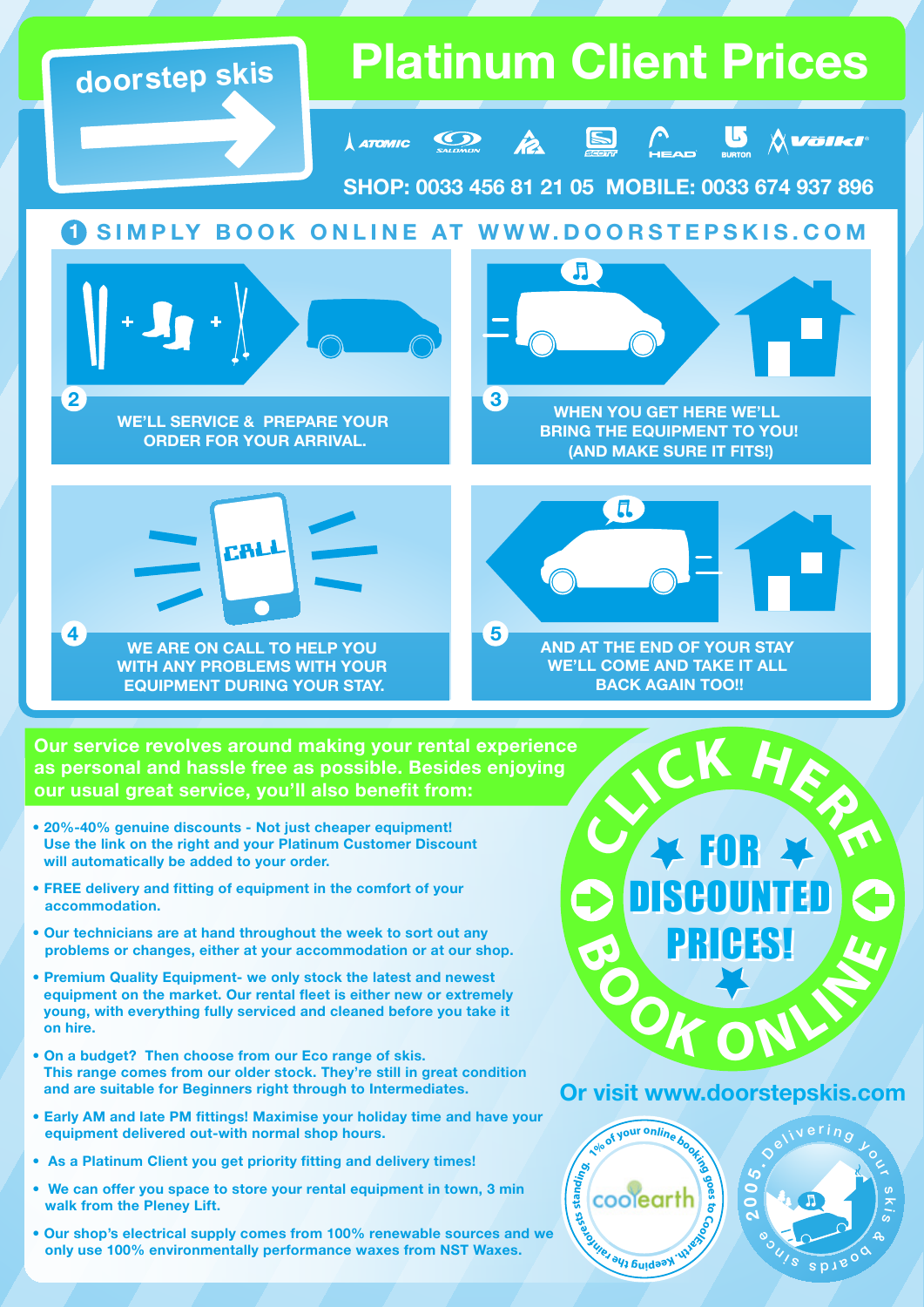doorstep skis

# Platinum Client Prices

ATOMIC · SALOMON · K2 · SCOTT · HEAD · BURTON · Völkl

**SHOP: 0033 456 81 21 05 MOBILE: 0033 674 937 896**

## 1 SIMPLY BOOK ONLINE AT WWW.DOORSTEPSKIS.COM

**2** WE'LL SERVICE & PREPARE YOUR ORDER FOR YOUR ARRIVAL.

**3** WHEN YOU GET HERE WE'LL BRING THE EQUIPMENT TO YOU! (AND MAKE SURE IT FITS!)

**4** WE ARE ON CALL TO HELP YOU WITH ANY PROBLEMS WITH YOUR EQUIPMENT DURING YOUR STAY.

**5** AND AT THE END OF YOUR STAY WE'LL COME AND TAKE IT ALL BACK AGAIN TOO!!

**Our service revolves around making your rental experience as personal and hassle free as possible. Besides enjoying our usual great service, you'll also benefit from:**

- **20%-40% genuine discounts - Not just cheaper equipment!** Use the link on the right and your Platinum Customer Discount will automatically be added to your order.
- **FREE delivery and fitting of equipment in the comfort of your accommodation.**
- **Our technicians are at hand throughout the week to sort out any problems or changes, either at your accommodation or at our shop.**
- **Premium Quality Equipment- we only stock the latest and newest equipment on the market. Our rental fleet is either new or extremely young, with everything fully serviced and cleaned before you take it on hire.**
- **On a budget? Then choose from our Eco range of skis.** This range comes from our older stock. They're still in great condition and are suitable for Beginners right through to Intermediates.
- **Early AM and late PM fittings! Maximise your holiday time and have your equipment delivered out-with normal shop hours.**
- **As a Platinum Client you get priority fitting and delivery times!**
- **We can offer you space to store your rental equipment in town, 3 min walk from the Pleney Lift.**
- **Our shop's electrical supply comes from 100% renewable sources and we only use 100% environmentally performance waxes from NST Waxes.**

CLICK HERE FOR DISCOUNTED PRICES! BOOK ONLINE

**Or visit www.doorstepskis.com**

1% of your online booking goes to Coolearth. Keeping the rainforests standing. coolearth

Delivering your skis & boards since 2005.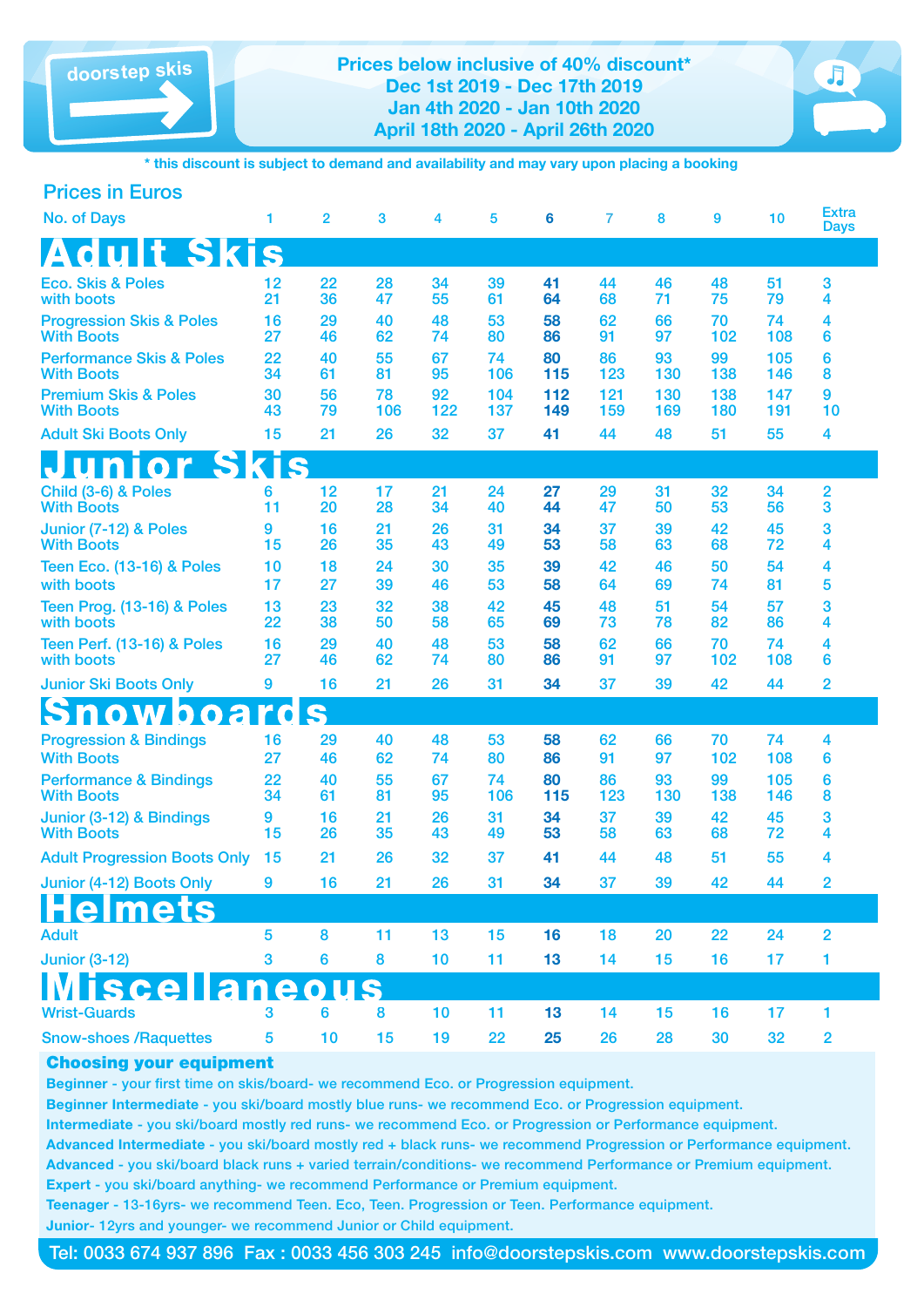doorstep skis

**Prices below inclusive of 40% discount***
**Dec 1st 2019 - Dec 17th 2019**
**Jan 4th 2020 - Jan 10th 2020**
**April 18th 2020 - April 26th 2020**

**\* this discount is subject to demand and availability and may vary upon placing a booking**

## Prices in Euros

| No. of Days | 1 | 2 | 3 | 4 | 5 | 6 | 7 | 8 | 9 | 10 | Extra Days |
|---|---|---|---|---|---|---|---|---|---|---|---|
| **Adult Skis** | | | | | | | | | | | |
| Eco. Skis & Poles | 12 | 22 | 28 | 34 | 39 | **41** | 44 | 46 | 48 | 51 | 3 |
| with boots | 21 | 36 | 47 | 55 | 61 | **64** | 68 | 71 | 75 | 79 | 4 |
| Progression Skis & Poles | 16 | 29 | 40 | 48 | 53 | **58** | 62 | 66 | 70 | 74 | 4 |
| With Boots | 27 | 46 | 62 | 74 | 80 | **86** | 91 | 97 | 102 | 108 | 6 |
| Performance Skis & Poles | 22 | 40 | 55 | 67 | 74 | **80** | 86 | 93 | 99 | 105 | 6 |
| With Boots | 34 | 61 | 81 | 95 | 106 | **115** | 123 | 130 | 138 | 146 | 8 |
| Premium Skis & Poles | 30 | 56 | 78 | 92 | 104 | **112** | 121 | 130 | 138 | 147 | 9 |
| With Boots | 43 | 79 | 106 | 122 | 137 | **149** | 159 | 169 | 180 | 191 | 10 |
| Adult Ski Boots Only | 15 | 21 | 26 | 32 | 37 | **41** | 44 | 48 | 51 | 55 | 4 |
| **Junior Skis** | | | | | | | | | | | |
| Child (3-6) & Poles | 6 | 12 | 17 | 21 | 24 | **27** | 29 | 31 | 32 | 34 | 2 |
| With Boots | 11 | 20 | 28 | 34 | 40 | **44** | 47 | 50 | 53 | 56 | 3 |
| Junior (7-12) & Poles | 9 | 16 | 21 | 26 | 31 | **34** | 37 | 39 | 42 | 45 | 3 |
| With Boots | 15 | 26 | 35 | 43 | 49 | **53** | 58 | 63 | 68 | 72 | 4 |
| Teen Eco. (13-16) & Poles | 10 | 18 | 24 | 30 | 35 | **39** | 42 | 46 | 50 | 54 | 4 |
| with boots | 17 | 27 | 39 | 46 | 53 | **58** | 64 | 69 | 74 | 81 | 5 |
| Teen Prog. (13-16) & Poles | 13 | 23 | 32 | 38 | 42 | **45** | 48 | 51 | 54 | 57 | 3 |
| with boots | 22 | 38 | 50 | 58 | 65 | **69** | 73 | 78 | 82 | 86 | 4 |
| Teen Perf. (13-16) & Poles | 16 | 29 | 40 | 48 | 53 | **58** | 62 | 66 | 70 | 74 | 4 |
| with boots | 27 | 46 | 62 | 74 | 80 | **86** | 91 | 97 | 102 | 108 | 6 |
| Junior Ski Boots Only | 9 | 16 | 21 | 26 | 31 | **34** | 37 | 39 | 42 | 44 | 2 |
| **Snowboards** | | | | | | | | | | | |
| Progression & Bindings | 16 | 29 | 40 | 48 | 53 | **58** | 62 | 66 | 70 | 74 | 4 |
| With Boots | 27 | 46 | 62 | 74 | 80 | **86** | 91 | 97 | 102 | 108 | 6 |
| Performance & Bindings | 22 | 40 | 55 | 67 | 74 | **80** | 86 | 93 | 99 | 105 | 6 |
| With Boots | 34 | 61 | 81 | 95 | 106 | **115** | 123 | 130 | 138 | 146 | 8 |
| Junior (3-12) & Bindings | 9 | 16 | 21 | 26 | 31 | **34** | 37 | 39 | 42 | 45 | 3 |
| With Boots | 15 | 26 | 35 | 43 | 49 | **53** | 58 | 63 | 68 | 72 | 4 |
| Adult Progression Boots Only | 15 | 21 | 26 | 32 | 37 | **41** | 44 | 48 | 51 | 55 | 4 |
| Junior (4-12) Boots Only | 9 | 16 | 21 | 26 | 31 | **34** | 37 | 39 | 42 | 44 | 2 |
| **Helmets** | | | | | | | | | | | |
| Adult | 5 | 8 | 11 | 13 | 15 | **16** | 18 | 20 | 22 | 24 | 2 |
| Junior (3-12) | 3 | 6 | 8 | 10 | 11 | **13** | 14 | 15 | 16 | 17 | 1 |
| **Miscellaneous** | | | | | | | | | | | |
| Wrist-Guards | 3 | 6 | 8 | 10 | 11 | **13** | 14 | 15 | 16 | 17 | 1 |
| Snow-shoes /Raquettes | 5 | 10 | 15 | 19 | 22 | **25** | 26 | 28 | 30 | 32 | 2 |

### Choosing your equipment

**Beginner** - your first time on skis/board- we recommend Eco. or Progression equipment.

**Beginner Intermediate** - you ski/board mostly blue runs- we recommend Eco. or Progression equipment.

**Intermediate** - you ski/board mostly red runs- we recommend Eco. or Progression or Performance equipment.

**Advanced Intermediate** - you ski/board mostly red + black runs- we recommend Progression or Performance equipment.

**Advanced** - you ski/board black runs + varied terrain/conditions- we recommend Performance or Premium equipment.

**Expert** - you ski/board anything- we recommend Performance or Premium equipment.

**Teenager** - 13-16yrs- we recommend Teen. Eco, Teen. Progression or Teen. Performance equipment.

**Junior**- 12yrs and younger- we recommend Junior or Child equipment.

Tel: 0033 674 937 896 Fax : 0033 456 303 245 info@doorstepskis.com www.doorstepskis.com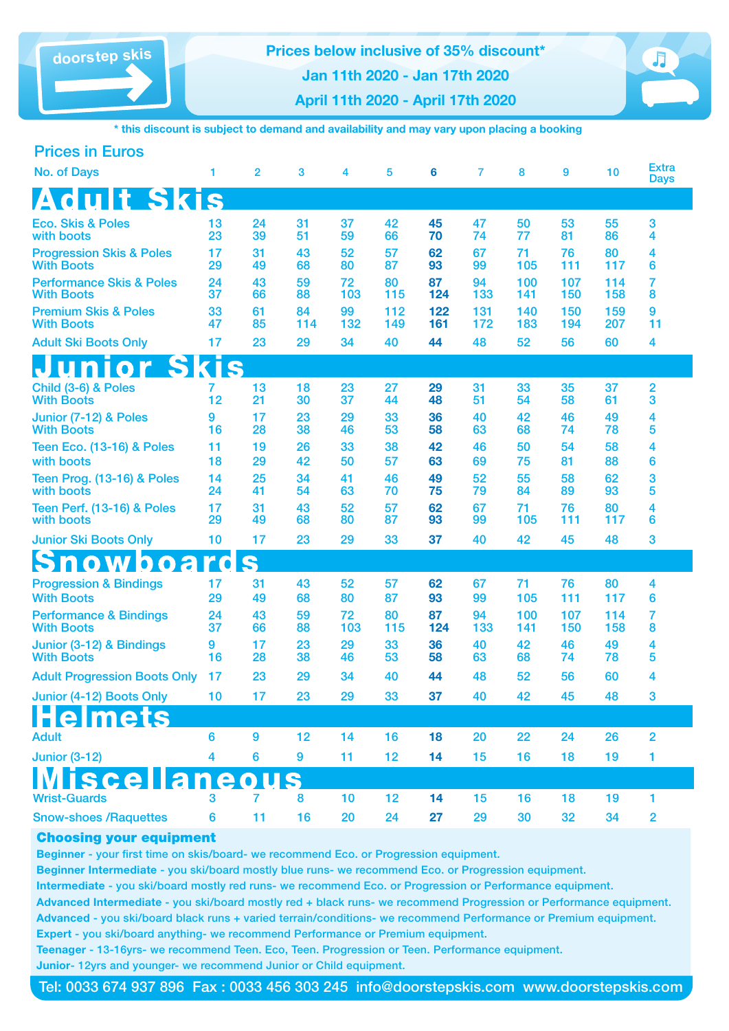doorstep skis

**Prices below inclusive of 35% discount***

**Jan 11th 2020 - Jan 17th 2020**

**April 11th 2020 - April 17th 2020**

*** this discount is subject to demand and availability and may vary upon placing a booking**

## Prices in Euros

| No. of Days | 1 | 2 | 3 | 4 | 5 | 6 | 7 | 8 | 9 | 10 | Extra Days |
|---|---|---|---|---|---|---|---|---|---|---|---|
| **Adult Skis** | | | | | | | | | | | |
| Eco. Skis & Poles | 13 | 24 | 31 | 37 | 42 | **45** | 47 | 50 | 53 | 55 | 3 |
| with boots | 23 | 39 | 51 | 59 | 66 | **70** | 74 | 77 | 81 | 86 | 4 |
| Progression Skis & Poles | 17 | 31 | 43 | 52 | 57 | **62** | 67 | 71 | 76 | 80 | 4 |
| With Boots | 29 | 49 | 68 | 80 | 87 | **93** | 99 | 105 | 111 | 117 | 6 |
| Performance Skis & Poles | 24 | 43 | 59 | 72 | 80 | **87** | 94 | 100 | 107 | 114 | 7 |
| With Boots | 37 | 66 | 88 | 103 | 115 | **124** | 133 | 141 | 150 | 158 | 8 |
| Premium Skis & Poles | 33 | 61 | 84 | 99 | 112 | **122** | 131 | 140 | 150 | 159 | 9 |
| With Boots | 47 | 85 | 114 | 132 | 149 | **161** | 172 | 183 | 194 | 207 | 11 |
| Adult Ski Boots Only | 17 | 23 | 29 | 34 | 40 | **44** | 48 | 52 | 56 | 60 | 4 |
| **Junior Skis** | | | | | | | | | | | |
| Child (3-6) & Poles | 7 | 13 | 18 | 23 | 27 | **29** | 31 | 33 | 35 | 37 | 2 |
| With Boots | 12 | 21 | 30 | 37 | 44 | **48** | 51 | 54 | 58 | 61 | 3 |
| Junior (7-12) & Poles | 9 | 17 | 23 | 29 | 33 | **36** | 40 | 42 | 46 | 49 | 4 |
| With Boots | 16 | 28 | 38 | 46 | 53 | **58** | 63 | 68 | 74 | 78 | 5 |
| Teen Eco. (13-16) & Poles | 11 | 19 | 26 | 33 | 38 | **42** | 46 | 50 | 54 | 58 | 4 |
| with boots | 18 | 29 | 42 | 50 | 57 | **63** | 69 | 75 | 81 | 88 | 6 |
| Teen Prog. (13-16) & Poles | 14 | 25 | 34 | 41 | 46 | **49** | 52 | 55 | 58 | 62 | 3 |
| with boots | 24 | 41 | 54 | 63 | 70 | **75** | 79 | 84 | 89 | 93 | 5 |
| Teen Perf. (13-16) & Poles | 17 | 31 | 43 | 52 | 57 | **62** | 67 | 71 | 76 | 80 | 4 |
| with boots | 29 | 49 | 68 | 80 | 87 | **93** | 99 | 105 | 111 | 117 | 6 |
| Junior Ski Boots Only | 10 | 17 | 23 | 29 | 33 | **37** | 40 | 42 | 45 | 48 | 3 |
| **Snowboards** | | | | | | | | | | | |
| Progression & Bindings | 17 | 31 | 43 | 52 | 57 | **62** | 67 | 71 | 76 | 80 | 4 |
| With Boots | 29 | 49 | 68 | 80 | 87 | **93** | 99 | 105 | 111 | 117 | 6 |
| Performance & Bindings | 24 | 43 | 59 | 72 | 80 | **87** | 94 | 100 | 107 | 114 | 7 |
| With Boots | 37 | 66 | 88 | 103 | 115 | **124** | 133 | 141 | 150 | 158 | 8 |
| Junior (3-12) & Bindings | 9 | 17 | 23 | 29 | 33 | **36** | 40 | 42 | 46 | 49 | 4 |
| With Boots | 16 | 28 | 38 | 46 | 53 | **58** | 63 | 68 | 74 | 78 | 5 |
| Adult Progression Boots Only | 17 | 23 | 29 | 34 | 40 | **44** | 48 | 52 | 56 | 60 | 4 |
| Junior (4-12) Boots Only | 10 | 17 | 23 | 29 | 33 | **37** | 40 | 42 | 45 | 48 | 3 |
| **Helmets** | | | | | | | | | | | |
| Adult | 6 | 9 | 12 | 14 | 16 | **18** | 20 | 22 | 24 | 26 | 2 |
| Junior (3-12) | 4 | 6 | 9 | 11 | 12 | **14** | 15 | 16 | 18 | 19 | 1 |
| **Miscellaneous** | | | | | | | | | | | |
| Wrist-Guards | 3 | 7 | 8 | 10 | 12 | **14** | 15 | 16 | 18 | 19 | 1 |
| Snow-shoes /Raquettes | 6 | 11 | 16 | 20 | 24 | **27** | 29 | 30 | 32 | 34 | 2 |

### Choosing your equipment

**Beginner** - your first time on skis/board- we recommend Eco. or Progression equipment.

**Beginner Intermediate** - you ski/board mostly blue runs- we recommend Eco. or Progression equipment.

**Intermediate** - you ski/board mostly red runs- we recommend Eco. or Progression or Performance equipment.

**Advanced Intermediate** - you ski/board mostly red + black runs- we recommend Progression or Performance equipment.

**Advanced** - you ski/board black runs + varied terrain/conditions- we recommend Performance or Premium equipment.

**Expert** - you ski/board anything- we recommend Performance or Premium equipment.

**Teenager** - 13-16yrs- we recommend Teen. Eco, Teen. Progression or Teen. Performance equipment.

**Junior**- 12yrs and younger- we recommend Junior or Child equipment.

Tel: 0033 674 937 896 Fax : 0033 456 303 245 info@doorstepskis.com www.doorstepskis.com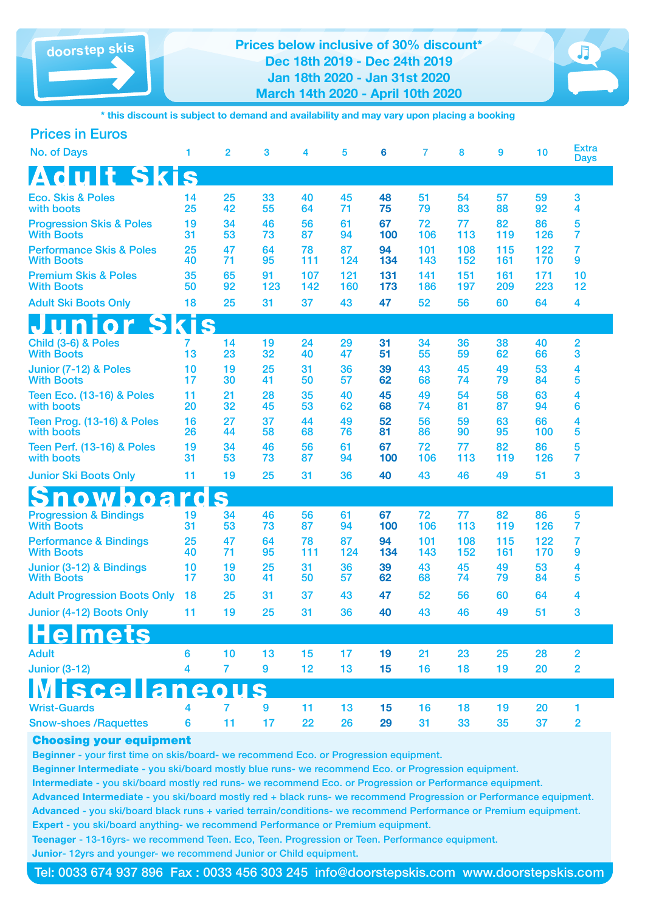doorstep skis

**Prices below inclusive of 30% discount\***
**Dec 18th 2019 - Dec 24th 2019**
**Jan 18th 2020 - Jan 31st 2020**
**March 14th 2020 - April 10th 2020**

\* this discount is subject to demand and availability and may vary upon placing a booking

## Prices in Euros

| No. of Days | 1 | 2 | 3 | 4 | 5 | 6 | 7 | 8 | 9 | 10 | Extra Days |
|---|---|---|---|---|---|---|---|---|---|---|---|
| **Adult Skis** | | | | | | | | | | | |
| Eco. Skis & Poles | 14 | 25 | 33 | 40 | 45 | **48** | 51 | 54 | 57 | 59 | 3 |
| with boots | 25 | 42 | 55 | 64 | 71 | **75** | 79 | 83 | 88 | 92 | 4 |
| Progression Skis & Poles | 19 | 34 | 46 | 56 | 61 | **67** | 72 | 77 | 82 | 86 | 5 |
| With Boots | 31 | 53 | 73 | 87 | 94 | **100** | 106 | 113 | 119 | 126 | 7 |
| Performance Skis & Poles | 25 | 47 | 64 | 78 | 87 | **94** | 101 | 108 | 115 | 122 | 7 |
| With Boots | 40 | 71 | 95 | 111 | 124 | **134** | 143 | 152 | 161 | 170 | 9 |
| Premium Skis & Poles | 35 | 65 | 91 | 107 | 121 | **131** | 141 | 151 | 161 | 171 | 10 |
| With Boots | 50 | 92 | 123 | 142 | 160 | **173** | 186 | 197 | 209 | 223 | 12 |
| Adult Ski Boots Only | 18 | 25 | 31 | 37 | 43 | **47** | 52 | 56 | 60 | 64 | 4 |
| **Junior Skis** | | | | | | | | | | | |
| Child (3-6) & Poles | 7 | 14 | 19 | 24 | 29 | **31** | 34 | 36 | 38 | 40 | 2 |
| With Boots | 13 | 23 | 32 | 40 | 47 | **51** | 55 | 59 | 62 | 66 | 3 |
| Junior (7-12) & Poles | 10 | 19 | 25 | 31 | 36 | **39** | 43 | 45 | 49 | 53 | 4 |
| With Boots | 17 | 30 | 41 | 50 | 57 | **62** | 68 | 74 | 79 | 84 | 5 |
| Teen Eco. (13-16) & Poles | 11 | 21 | 28 | 35 | 40 | **45** | 49 | 54 | 58 | 63 | 4 |
| with boots | 20 | 32 | 45 | 53 | 62 | **68** | 74 | 81 | 87 | 94 | 6 |
| Teen Prog. (13-16) & Poles | 16 | 27 | 37 | 44 | 49 | **52** | 56 | 59 | 63 | 66 | 4 |
| with boots | 26 | 44 | 58 | 68 | 76 | **81** | 86 | 90 | 95 | 100 | 5 |
| Teen Perf. (13-16) & Poles | 19 | 34 | 46 | 56 | 61 | **67** | 72 | 77 | 82 | 86 | 5 |
| with boots | 31 | 53 | 73 | 87 | 94 | **100** | 106 | 113 | 119 | 126 | 7 |
| Junior Ski Boots Only | 11 | 19 | 25 | 31 | 36 | **40** | 43 | 46 | 49 | 51 | 3 |
| **Snowboards** | | | | | | | | | | | |
| Progression & Bindings | 19 | 34 | 46 | 56 | 61 | **67** | 72 | 77 | 82 | 86 | 5 |
| With Boots | 31 | 53 | 73 | 87 | 94 | **100** | 106 | 113 | 119 | 126 | 7 |
| Performance & Bindings | 25 | 47 | 64 | 78 | 87 | **94** | 101 | 108 | 115 | 122 | 7 |
| With Boots | 40 | 71 | 95 | 111 | 124 | **134** | 143 | 152 | 161 | 170 | 9 |
| Junior (3-12) & Bindings | 10 | 19 | 25 | 31 | 36 | **39** | 43 | 45 | 49 | 53 | 4 |
| With Boots | 17 | 30 | 41 | 50 | 57 | **62** | 68 | 74 | 79 | 84 | 5 |
| Adult Progression Boots Only | 18 | 25 | 31 | 37 | 43 | **47** | 52 | 56 | 60 | 64 | 4 |
| Junior (4-12) Boots Only | 11 | 19 | 25 | 31 | 36 | **40** | 43 | 46 | 49 | 51 | 3 |
| **Helmets** | | | | | | | | | | | |
| Adult | 6 | 10 | 13 | 15 | 17 | **19** | 21 | 23 | 25 | 28 | 2 |
| Junior (3-12) | 4 | 7 | 9 | 12 | 13 | **15** | 16 | 18 | 19 | 20 | 2 |
| **Miscellaneous** | | | | | | | | | | | |
| Wrist-Guards | 4 | 7 | 9 | 11 | 13 | **15** | 16 | 18 | 19 | 20 | 1 |
| Snow-shoes /Raquettes | 6 | 11 | 17 | 22 | 26 | **29** | 31 | 33 | 35 | 37 | 2 |

### Choosing your equipment

**Beginner** - your first time on skis/board- we recommend Eco. or Progression equipment.
**Beginner Intermediate** - you ski/board mostly blue runs- we recommend Eco. or Progression equipment.
**Intermediate** - you ski/board mostly red runs- we recommend Eco. or Progression or Performance equipment.
**Advanced Intermediate** - you ski/board mostly red + black runs- we recommend Progression or Performance equipment.
**Advanced** - you ski/board black runs + varied terrain/conditions- we recommend Performance or Premium equipment.
**Expert** - you ski/board anything- we recommend Performance or Premium equipment.
**Teenager** - 13-16yrs- we recommend Teen. Eco, Teen. Progression or Teen. Performance equipment.
**Junior**- 12yrs and younger- we recommend Junior or Child equipment.

Tel: 0033 674 937 896 Fax : 0033 456 303 245 info@doorstepskis.com www.doorstepskis.com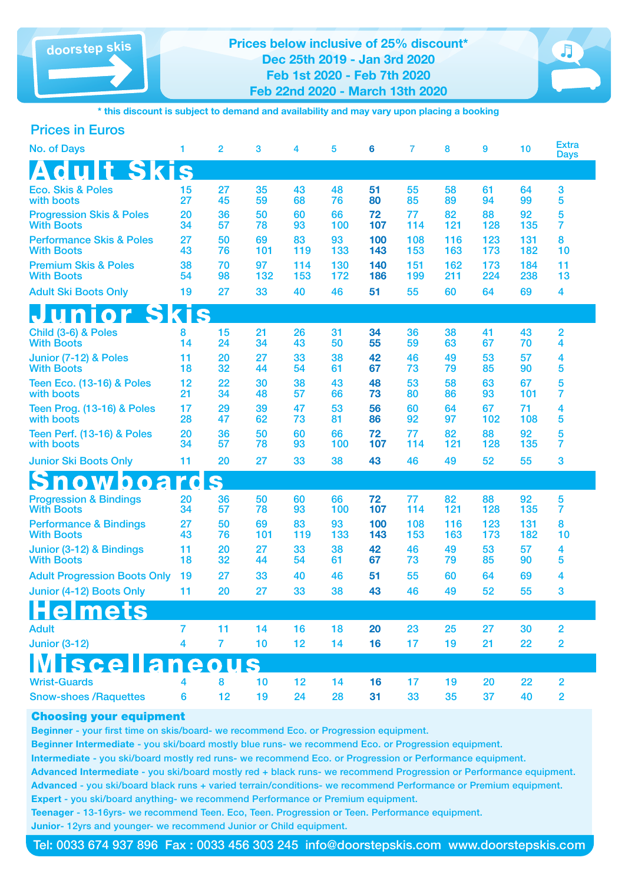doorstep skis

**Prices below inclusive of 25% discount***
**Dec 25th 2019 - Jan 3rd 2020**
**Feb 1st 2020 - Feb 7th 2020**
**Feb 22nd 2020 - March 13th 2020**

\* this discount is subject to demand and availability and may vary upon placing a booking

## Prices in Euros

| No. of Days | 1 | 2 | 3 | 4 | 5 | 6 | 7 | 8 | 9 | 10 | Extra Days |
|---|---|---|---|---|---|---|---|---|---|---|---|
| **Adult Skis** | | | | | | | | | | | |
| Eco. Skis & Poles | 15 | 27 | 35 | 43 | 48 | **51** | 55 | 58 | 61 | 64 | 3 |
| with boots | 27 | 45 | 59 | 68 | 76 | **80** | 85 | 89 | 94 | 99 | 5 |
| Progression Skis & Poles | 20 | 36 | 50 | 60 | 66 | **72** | 77 | 82 | 88 | 92 | 5 |
| With Boots | 34 | 57 | 78 | 93 | 100 | **107** | 114 | 121 | 128 | 135 | 7 |
| Performance Skis & Poles | 27 | 50 | 69 | 83 | 93 | **100** | 108 | 116 | 123 | 131 | 8 |
| With Boots | 43 | 76 | 101 | 119 | 133 | **143** | 153 | 163 | 173 | 182 | 10 |
| Premium Skis & Poles | 38 | 70 | 97 | 114 | 130 | **140** | 151 | 162 | 173 | 184 | 11 |
| With Boots | 54 | 98 | 132 | 153 | 172 | **186** | 199 | 211 | 224 | 238 | 13 |
| Adult Ski Boots Only | 19 | 27 | 33 | 40 | 46 | **51** | 55 | 60 | 64 | 69 | 4 |
| **Junior Skis** | | | | | | | | | | | |
| Child (3-6) & Poles | 8 | 15 | 21 | 26 | 31 | **34** | 36 | 38 | 41 | 43 | 2 |
| With Boots | 14 | 24 | 34 | 43 | 50 | **55** | 59 | 63 | 67 | 70 | 4 |
| Junior (7-12) & Poles | 11 | 20 | 27 | 33 | 38 | **42** | 46 | 49 | 53 | 57 | 4 |
| With Boots | 18 | 32 | 44 | 54 | 61 | **67** | 73 | 79 | 85 | 90 | 5 |
| Teen Eco. (13-16) & Poles | 12 | 22 | 30 | 38 | 43 | **48** | 53 | 58 | 63 | 67 | 5 |
| with boots | 21 | 34 | 48 | 57 | 66 | **73** | 80 | 86 | 93 | 101 | 7 |
| Teen Prog. (13-16) & Poles | 17 | 29 | 39 | 47 | 53 | **56** | 60 | 64 | 67 | 71 | 4 |
| with boots | 28 | 47 | 62 | 73 | 81 | **86** | 92 | 97 | 102 | 108 | 5 |
| Teen Perf. (13-16) & Poles | 20 | 36 | 50 | 60 | 66 | **72** | 77 | 82 | 88 | 92 | 5 |
| with boots | 34 | 57 | 78 | 93 | 100 | **107** | 114 | 121 | 128 | 135 | 7 |
| Junior Ski Boots Only | 11 | 20 | 27 | 33 | 38 | **43** | 46 | 49 | 52 | 55 | 3 |
| **Snowboards** | | | | | | | | | | | |
| Progression & Bindings | 20 | 36 | 50 | 60 | 66 | **72** | 77 | 82 | 88 | 92 | 5 |
| With Boots | 34 | 57 | 78 | 93 | 100 | **107** | 114 | 121 | 128 | 135 | 7 |
| Performance & Bindings | 27 | 50 | 69 | 83 | 93 | **100** | 108 | 116 | 123 | 131 | 8 |
| With Boots | 43 | 76 | 101 | 119 | 133 | **143** | 153 | 163 | 173 | 182 | 10 |
| Junior (3-12) & Bindings | 11 | 20 | 27 | 33 | 38 | **42** | 46 | 49 | 53 | 57 | 4 |
| With Boots | 18 | 32 | 44 | 54 | 61 | **67** | 73 | 79 | 85 | 90 | 5 |
| Adult Progression Boots Only | 19 | 27 | 33 | 40 | 46 | **51** | 55 | 60 | 64 | 69 | 4 |
| Junior (4-12) Boots Only | 11 | 20 | 27 | 33 | 38 | **43** | 46 | 49 | 52 | 55 | 3 |
| **Helmets** | | | | | | | | | | | |
| Adult | 7 | 11 | 14 | 16 | 18 | **20** | 23 | 25 | 27 | 30 | 2 |
| Junior (3-12) | 4 | 7 | 10 | 12 | 14 | **16** | 17 | 19 | 21 | 22 | 2 |
| **Miscellaneous** | | | | | | | | | | | |
| Wrist-Guards | 4 | 8 | 10 | 12 | 14 | **16** | 17 | 19 | 20 | 22 | 2 |
| Snow-shoes /Raquettes | 6 | 12 | 19 | 24 | 28 | **31** | 33 | 35 | 37 | 40 | 2 |

### Choosing your equipment

**Beginner** - your first time on skis/board- we recommend Eco. or Progression equipment.
**Beginner Intermediate** - you ski/board mostly blue runs- we recommend Eco. or Progression equipment.
**Intermediate** - you ski/board mostly red runs- we recommend Eco. or Progression or Performance equipment.
**Advanced Intermediate** - you ski/board mostly red + black runs- we recommend Progression or Performance equipment.
**Advanced** - you ski/board black runs + varied terrain/conditions- we recommend Performance or Premium equipment.
**Expert** - you ski/board anything- we recommend Performance or Premium equipment.
**Teenager** - 13-16yrs- we recommend Teen. Eco, Teen. Progression or Teen. Performance equipment.
**Junior**- 12yrs and younger- we recommend Junior or Child equipment.

Tel: 0033 674 937 896 Fax : 0033 456 303 245 info@doorstepskis.com www.doorstepskis.com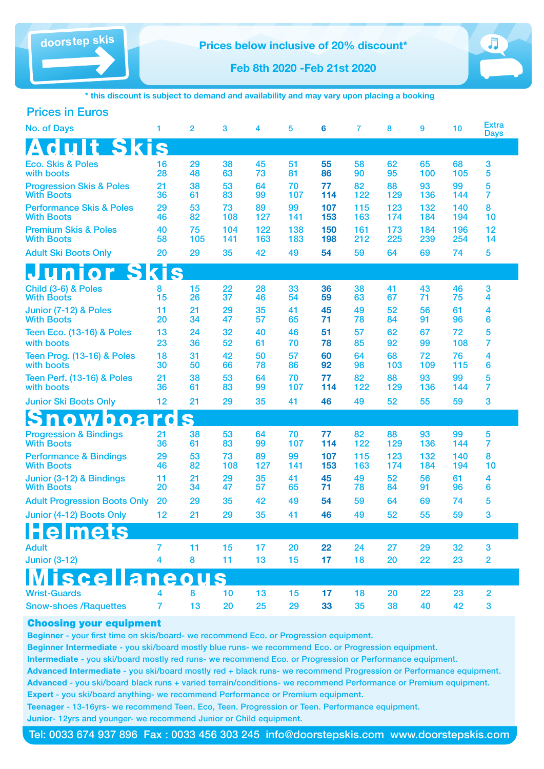doorstep skis

**Prices below inclusive of 20% discount***

**Feb 8th 2020 -Feb 21st 2020**

* this discount is subject to demand and availability and may vary upon placing a booking

## Prices in Euros

| No. of Days | 1 | 2 | 3 | 4 | 5 | 6 | 7 | 8 | 9 | 10 | Extra Days |
|---|---|---|---|---|---|---|---|---|---|---|---|
| **Adult Skis** | | | | | | | | | | | |
| Eco. Skis & Poles | 16 | 29 | 38 | 45 | 51 | **55** | 58 | 62 | 65 | 68 | 3 |
| with boots | 28 | 48 | 63 | 73 | 81 | **86** | 90 | 95 | 100 | 105 | 5 |
| Progression Skis & Poles | 21 | 38 | 53 | 64 | 70 | **77** | 82 | 88 | 93 | 99 | 5 |
| With Boots | 36 | 61 | 83 | 99 | 107 | **114** | 122 | 129 | 136 | 144 | 7 |
| Performance Skis & Poles | 29 | 53 | 73 | 89 | 99 | **107** | 115 | 123 | 132 | 140 | 8 |
| With Boots | 46 | 82 | 108 | 127 | 141 | **153** | 163 | 174 | 184 | 194 | 10 |
| Premium Skis & Poles | 40 | 75 | 104 | 122 | 138 | **150** | 161 | 173 | 184 | 196 | 12 |
| With Boots | 58 | 105 | 141 | 163 | 183 | **198** | 212 | 225 | 239 | 254 | 14 |
| Adult Ski Boots Only | 20 | 29 | 35 | 42 | 49 | **54** | 59 | 64 | 69 | 74 | 5 |
| **Junior Skis** | | | | | | | | | | | |
| Child (3-6) & Poles | 8 | 15 | 22 | 28 | 33 | **36** | 38 | 41 | 43 | 46 | 3 |
| With Boots | 15 | 26 | 37 | 46 | 54 | **59** | 63 | 67 | 71 | 75 | 4 |
| Junior (7-12) & Poles | 11 | 21 | 29 | 35 | 41 | **45** | 49 | 52 | 56 | 61 | 4 |
| With Boots | 20 | 34 | 47 | 57 | 65 | **71** | 78 | 84 | 91 | 96 | 6 |
| Teen Eco. (13-16) & Poles | 13 | 24 | 32 | 40 | 46 | **51** | 57 | 62 | 67 | 72 | 5 |
| with boots | 23 | 36 | 52 | 61 | 70 | **78** | 85 | 92 | 99 | 108 | 7 |
| Teen Prog. (13-16) & Poles | 18 | 31 | 42 | 50 | 57 | **60** | 64 | 68 | 72 | 76 | 4 |
| with boots | 30 | 50 | 66 | 78 | 86 | **92** | 98 | 103 | 109 | 115 | 6 |
| Teen Perf. (13-16) & Poles | 21 | 38 | 53 | 64 | 70 | **77** | 82 | 88 | 93 | 99 | 5 |
| with boots | 36 | 61 | 83 | 99 | 107 | **114** | 122 | 129 | 136 | 144 | 7 |
| Junior Ski Boots Only | 12 | 21 | 29 | 35 | 41 | **46** | 49 | 52 | 55 | 59 | 3 |
| **Snowboards** | | | | | | | | | | | |
| Progression & Bindings | 21 | 38 | 53 | 64 | 70 | **77** | 82 | 88 | 93 | 99 | 5 |
| With Boots | 36 | 61 | 83 | 99 | 107 | **114** | 122 | 129 | 136 | 144 | 7 |
| Performance & Bindings | 29 | 53 | 73 | 89 | 99 | **107** | 115 | 123 | 132 | 140 | 8 |
| With Boots | 46 | 82 | 108 | 127 | 141 | **153** | 163 | 174 | 184 | 194 | 10 |
| Junior (3-12) & Bindings | 11 | 21 | 29 | 35 | 41 | **45** | 49 | 52 | 56 | 61 | 4 |
| With Boots | 20 | 34 | 47 | 57 | 65 | **71** | 78 | 84 | 91 | 96 | 6 |
| Adult Progression Boots Only | 20 | 29 | 35 | 42 | 49 | **54** | 59 | 64 | 69 | 74 | 5 |
| Junior (4-12) Boots Only | 12 | 21 | 29 | 35 | 41 | **46** | 49 | 52 | 55 | 59 | 3 |
| **Helmets** | | | | | | | | | | | |
| Adult | 7 | 11 | 15 | 17 | 20 | **22** | 24 | 27 | 29 | 32 | 3 |
| Junior (3-12) | 4 | 8 | 11 | 13 | 15 | **17** | 18 | 20 | 22 | 23 | 2 |
| **Miscellaneous** | | | | | | | | | | | |
| Wrist-Guards | 4 | 8 | 10 | 13 | 15 | **17** | 18 | 20 | 22 | 23 | 2 |
| Snow-shoes /Raquettes | 7 | 13 | 20 | 25 | 29 | **33** | 35 | 38 | 40 | 42 | 3 |

### Choosing your equipment

**Beginner** - your first time on skis/board- we recommend Eco. or Progression equipment.

**Beginner Intermediate** - you ski/board mostly blue runs- we recommend Eco. or Progression equipment.

**Intermediate** - you ski/board mostly red runs- we recommend Eco. or Progression or Performance equipment.

**Advanced Intermediate** - you ski/board mostly red + black runs- we recommend Progression or Performance equipment.

**Advanced** - you ski/board black runs + varied terrain/conditions- we recommend Performance or Premium equipment.

**Expert** - you ski/board anything- we recommend Performance or Premium equipment.

**Teenager** - 13-16yrs- we recommend Teen. Eco, Teen. Progression or Teen. Performance equipment.

**Junior**- 12yrs and younger- we recommend Junior or Child equipment.

Tel: 0033 674 937 896 Fax : 0033 456 303 245 info@doorstepskis.com www.doorstepskis.com